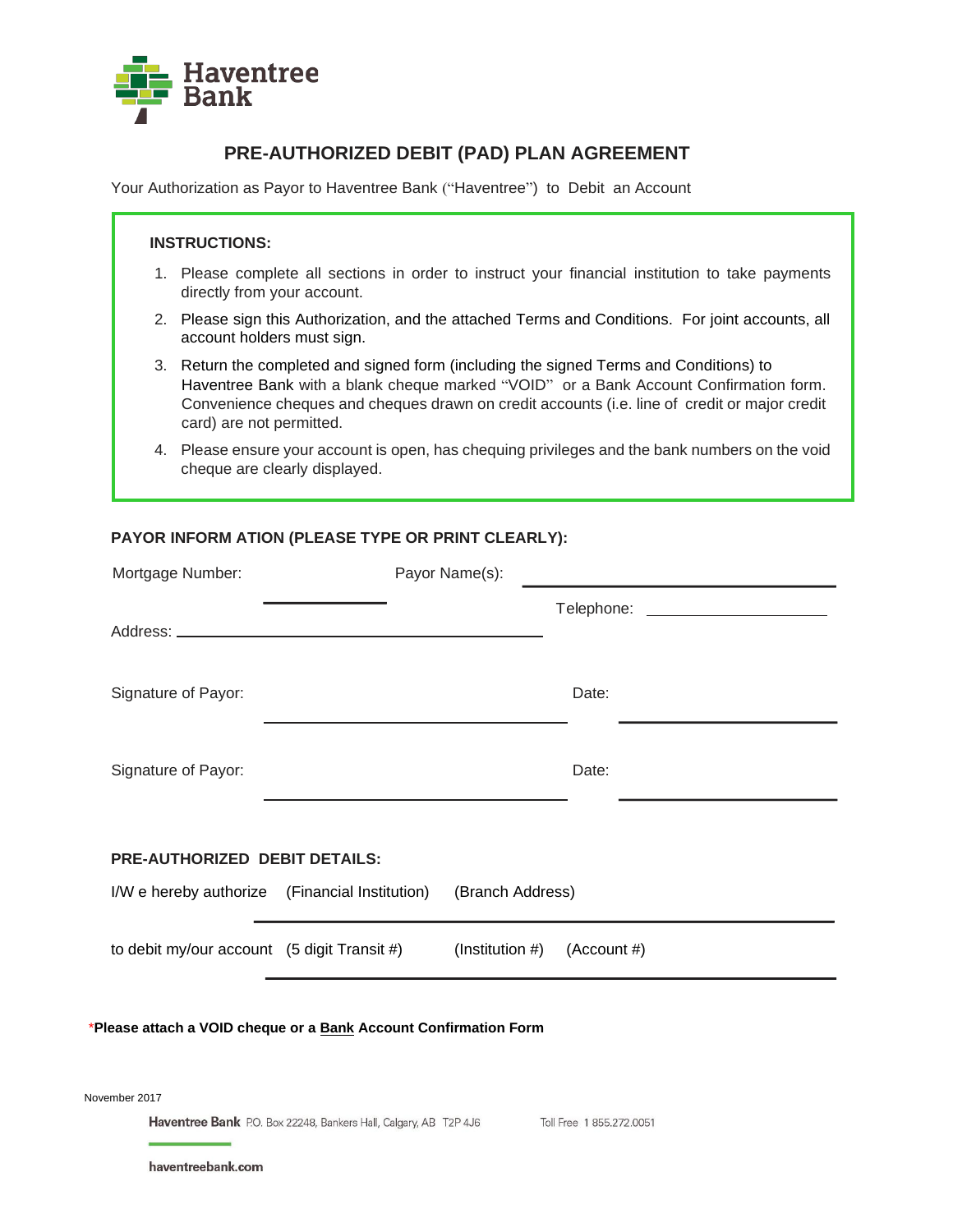Haventree Bank

# PRE-AUTHORIZED DEBIT (PAD) PLAN AGREEMENT

Your Authorization as Payor to Haventree Bank ("Haventree") to Debit an Account

**INSTRUCTIONS:**

1. Please complete all sections in order to instruct your financial institution to take payments directly from your account.
2. Please sign this Authorization, and the attached Terms and Conditions. For joint accounts, all account holders must sign.
3. Return the completed and signed form (including the signed Terms and Conditions) to Haventree Bank with a blank cheque marked "VOID" or a Bank Account Confirmation form. Convenience cheques and cheques drawn on credit accounts (i.e. line of credit or major credit card) are not permitted.
4. Please ensure your account is open, has chequing privileges and the bank numbers on the void cheque are clearly displayed.

**PAYOR INFORM ATION (PLEASE TYPE OR PRINT CLEARLY):**

Mortgage Number: ____________ Payor Name(s): ______________________________

Telephone: ____________________

Address: ______________________________________

Signature of Payor: ______________________________ Date: ____________________

Signature of Payor: ______________________________ Date: ____________________

**PRE-AUTHORIZED DEBIT DETAILS:**

I/W e hereby authorize (Financial Institution) (Branch Address)

______________________________________________________

to debit my/our account (5 digit Transit #) (Institution #) (Account #)

______________________________________________________

\***Please attach a VOID cheque or a Bank Account Confirmation Form**

November 2017

Haventree Bank P.O. Box 22248, Bankers Hall, Calgary, AB T2P 4J6 Toll Free 1 855.272.0051

haventreebank.com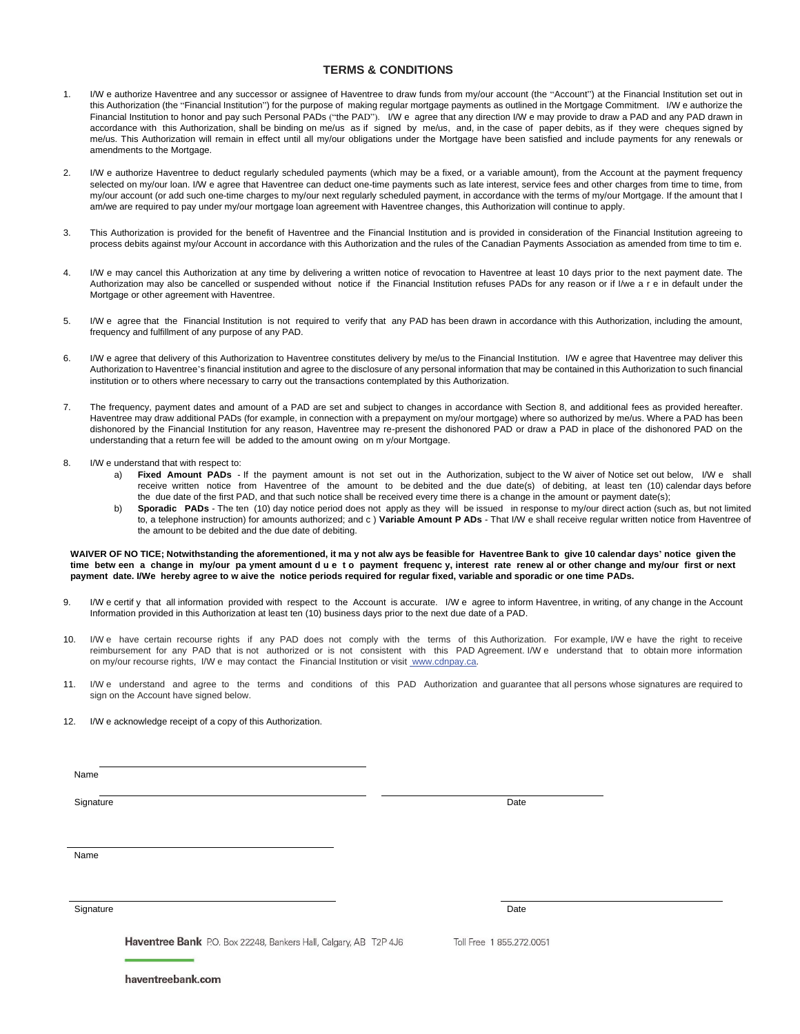## TERMS & CONDITIONS

1. I/W e authorize Haventree and any successor or assignee of Haventree to draw funds from my/our account (the "Account") at the Financial Institution set out in this Authorization (the "Financial Institution") for the purpose of making regular mortgage payments as outlined in the Mortgage Commitment. I/W e authorize the Financial Institution to honor and pay such Personal PADs ("the PAD"). I/W e agree that any direction I/W e may provide to draw a PAD and any PAD drawn in accordance with this Authorization, shall be binding on me/us as if signed by me/us, and, in the case of paper debits, as if they were cheques signed by me/us. This Authorization will remain in effect until all my/our obligations under the Mortgage have been satisfied and include payments for any renewals or amendments to the Mortgage.

2. I/W e authorize Haventree to deduct regularly scheduled payments (which may be a fixed, or a variable amount), from the Account at the payment frequency selected on my/our loan. I/W e agree that Haventree can deduct one-time payments such as late interest, service fees and other charges from time to time, from my/our account (or add such one-time charges to my/our next regularly scheduled payment, in accordance with the terms of my/our Mortgage. If the amount that I am/we are required to pay under my/our mortgage loan agreement with Haventree changes, this Authorization will continue to apply.

3. This Authorization is provided for the benefit of Haventree and the Financial Institution and is provided in consideration of the Financial Institution agreeing to process debits against my/our Account in accordance with this Authorization and the rules of the Canadian Payments Association as amended from time to tim e.

4. I/W e may cancel this Authorization at any time by delivering a written notice of revocation to Haventree at least 10 days prior to the next payment date. The Authorization may also be cancelled or suspended without notice if the Financial Institution refuses PADs for any reason or if I/we a r e in default under the Mortgage or other agreement with Haventree.

5. I/W e agree that the Financial Institution is not required to verify that any PAD has been drawn in accordance with this Authorization, including the amount, frequency and fulfillment of any purpose of any PAD.

6. I/W e agree that delivery of this Authorization to Haventree constitutes delivery by me/us to the Financial Institution. I/W e agree that Haventree may deliver this Authorization to Haventree's financial institution and agree to the disclosure of any personal information that may be contained in this Authorization to such financial institution or to others where necessary to carry out the transactions contemplated by this Authorization.

7. The frequency, payment dates and amount of a PAD are set and subject to changes in accordance with Section 8, and additional fees as provided hereafter. Haventree may draw additional PADs (for example, in connection with a prepayment on my/our mortgage) where so authorized by me/us. Where a PAD has been dishonored by the Financial Institution for any reason, Haventree may re-present the dishonored PAD or draw a PAD in place of the dishonored PAD on the understanding that a return fee will be added to the amount owing on m y/our Mortgage.

8. I/W e understand that with respect to:
   a) **Fixed Amount PADs** - If the payment amount is not set out in the Authorization, subject to the W aiver of Notice set out below, I/W e shall receive written notice from Haventree of the amount to be debited and the due date(s) of debiting, at least ten (10) calendar days before the due date of the first PAD, and that such notice shall be received every time there is a change in the amount or payment date(s);
   b) **Sporadic PADs** - The ten (10) day notice period does not apply as they will be issued in response to my/our direct action (such as, but not limited to, a telephone instruction) for amounts authorized; and c ) **Variable Amount P ADs** - That I/W e shall receive regular written notice from Haventree of the amount to be debited and the due date of debiting.

**WAIVER OF NO TICE; Notwithstanding the aforementioned, it ma y not alw ays be feasible for Haventree Bank to give 10 calendar days' notice given the time betw een a change in my/our pa yment amount d u e t o payment frequenc y, interest rate renew al or other change and my/our first or next payment date. I/We hereby agree to w aive the notice periods required for regular fixed, variable and sporadic or one time PADs.**

9. I/W e certif y that all information provided with respect to the Account is accurate. I/W e agree to inform Haventree, in writing, of any change in the Account Information provided in this Authorization at least ten (10) business days prior to the next due date of a PAD.

10. I/W e have certain recourse rights if any PAD does not comply with the terms of this Authorization. For example, I/W e have the right to receive reimbursement for any PAD that is not authorized or is not consistent with this PAD Agreement. I/W e understand that to obtain more information on my/our recourse rights, I/W e may contact the Financial Institution or visit www.cdnpay.ca.

11. I/W e understand and agree to the terms and conditions of this PAD Authorization and guarantee that all persons whose signatures are required to sign on the Account have signed below.

12. I/W e acknowledge receipt of a copy of this Authorization.

Name ______________________________

Signature ______________________________ ______________________ Date

Name ______________________________

Signature ______________________________ ______________________ Date

**Haventree Bank** P.O. Box 22248, Bankers Hall, Calgary, AB T2P 4J6 Toll Free 1 855.272.0051

**haventreebank.com**